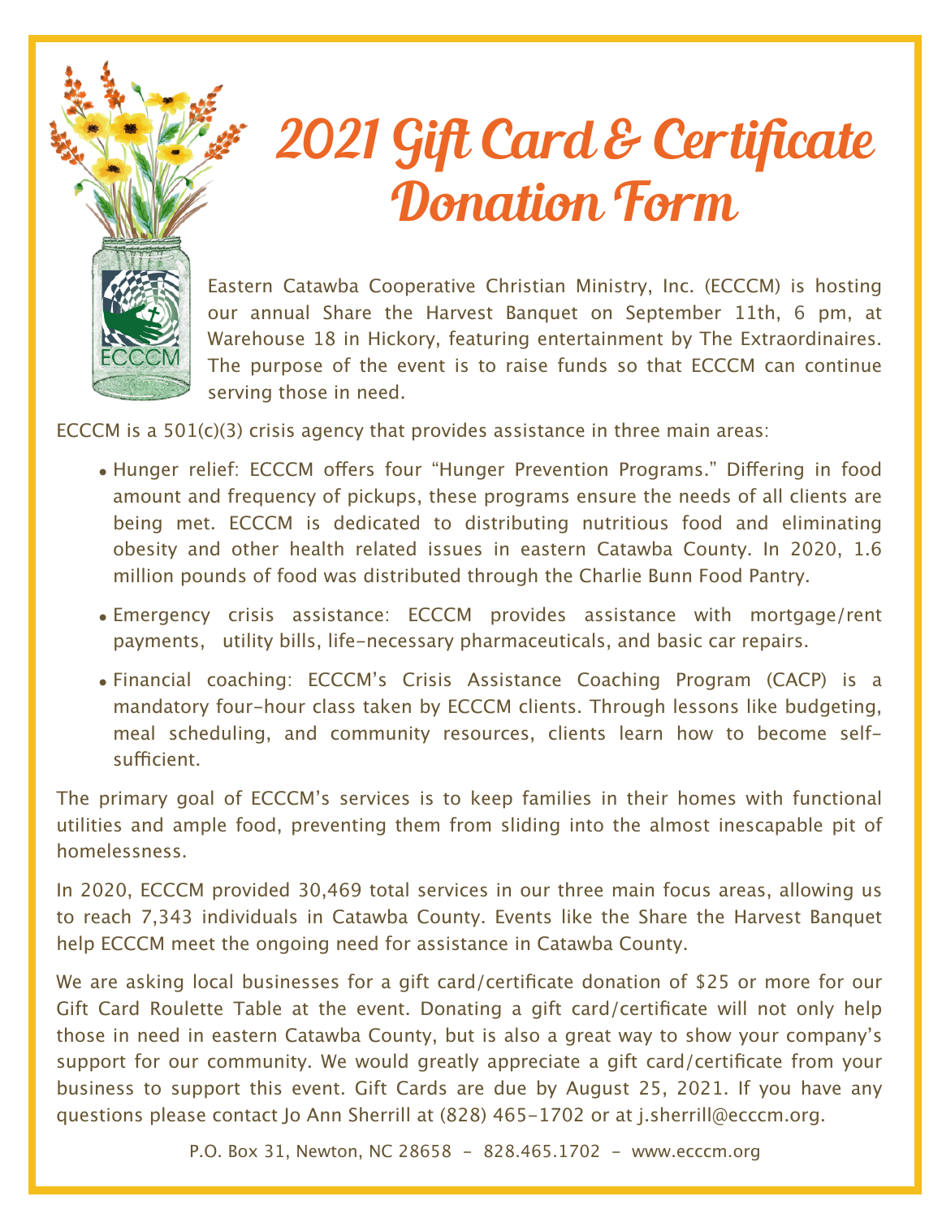# 2021 Gift Card & Certificate Donation Form

Eastern Catawba Cooperative Christian Ministry, Inc. (ECCCM) is hosting our annual Share the Harvest Banquet on September 11th, 6 pm, at Warehouse 18 in Hickory, featuring entertainment by The Extraordinaires. The purpose of the event is to raise funds so that ECCCM can continue serving those in need.

ECCCM is a 501(c)(3) crisis agency that provides assistance in three main areas:

- Hunger relief: ECCCM offers four "Hunger Prevention Programs." Differing in food amount and frequency of pickups, these programs ensure the needs of all clients are being met. ECCCM is dedicated to distributing nutritious food and eliminating obesity and other health related issues in eastern Catawba County. In 2020, 1.6 million pounds of food was distributed through the Charlie Bunn Food Pantry.
- Emergency crisis assistance: ECCCM provides assistance with mortgage/rent payments, utility bills, life-necessary pharmaceuticals, and basic car repairs.
- Financial coaching: ECCCM's Crisis Assistance Coaching Program (CACP) is a mandatory four-hour class taken by ECCCM clients. Through lessons like budgeting, meal scheduling, and community resources, clients learn how to become self-sufficient.

The primary goal of ECCCM's services is to keep families in their homes with functional utilities and ample food, preventing them from sliding into the almost inescapable pit of homelessness.

In 2020, ECCCM provided 30,469 total services in our three main focus areas, allowing us to reach 7,343 individuals in Catawba County. Events like the Share the Harvest Banquet help ECCCM meet the ongoing need for assistance in Catawba County.

We are asking local businesses for a gift card/certificate donation of $25 or more for our Gift Card Roulette Table at the event. Donating a gift card/certificate will not only help those in need in eastern Catawba County, but is also a great way to show your company's support for our community. We would greatly appreciate a gift card/certificate from your business to support this event. Gift Cards are due by August 25, 2021. If you have any questions please contact Jo Ann Sherrill at (828) 465-1702 or at j.sherrill@ecccm.org.

P.O. Box 31, Newton, NC 28658 - 828.465.1702 - www.ecccm.org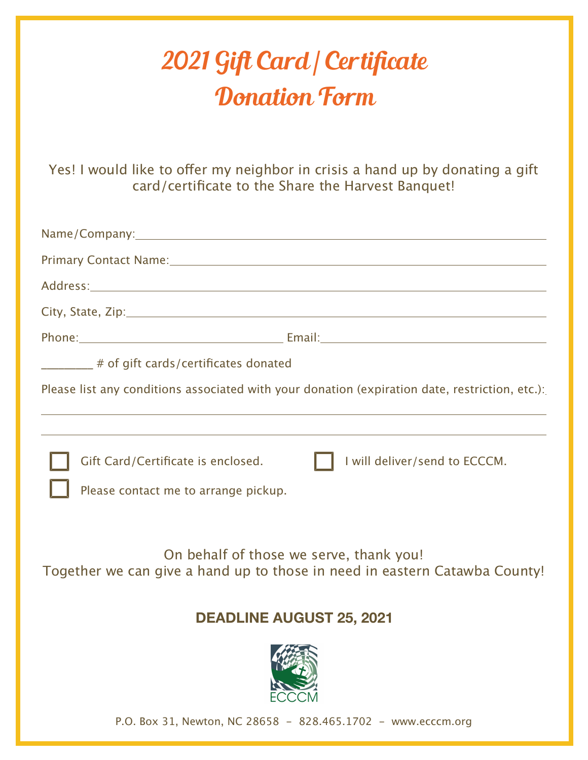# 2021 Gift Card | Certificate Donation Form

Yes! I would like to offer my neighbor in crisis a hand up by donating a gift card/certificate to the Share the Harvest Banquet!

Name/Company:\_\_\_\_\_\_\_\_\_\_\_\_\_\_\_\_\_\_\_\_\_\_\_\_\_\_\_\_\_\_\_\_\_\_\_\_\_\_\_\_

Primary Contact Name:\_\_\_\_\_\_\_\_\_\_\_\_\_\_\_\_\_\_\_\_\_\_\_\_\_\_\_\_\_\_\_\_\_\_\_\_\_\_\_\_

Address:\_\_\_\_\_\_\_\_\_\_\_\_\_\_\_\_\_\_\_\_\_\_\_\_\_\_\_\_\_\_\_\_\_\_\_\_\_\_\_\_

City, State, Zip:\_\_\_\_\_\_\_\_\_\_\_\_\_\_\_\_\_\_\_\_\_\_\_\_\_\_\_\_\_\_\_\_\_\_\_\_\_\_\_\_

Phone:\_\_\_\_\_\_\_\_\_\_\_\_\_\_\_\_\_\_\_\_ Email:\_\_\_\_\_\_\_\_\_\_\_\_\_\_\_\_\_\_\_\_

\_\_\_\_\_\_\_\_ # of gift cards/certificates donated

Please list any conditions associated with your donation (expiration date, restriction, etc.):

\_\_\_\_\_\_\_\_\_\_\_\_\_\_\_\_\_\_\_\_\_\_\_\_\_\_\_\_\_\_\_\_\_\_\_\_\_\_\_\_

\_\_\_\_\_\_\_\_\_\_\_\_\_\_\_\_\_\_\_\_\_\_\_\_\_\_\_\_\_\_\_\_\_\_\_\_\_\_\_\_

- ☐ Gift Card/Certificate is enclosed.
- ☐ I will deliver/send to ECCCM.
- ☐ Please contact me to arrange pickup.

On behalf of those we serve, thank you!
Together we can give a hand up to those in need in eastern Catawba County!

**DEADLINE AUGUST 25, 2021**

ECCCM

P.O. Box 31, Newton, NC 28658 – 828.465.1702 – www.ecccm.org